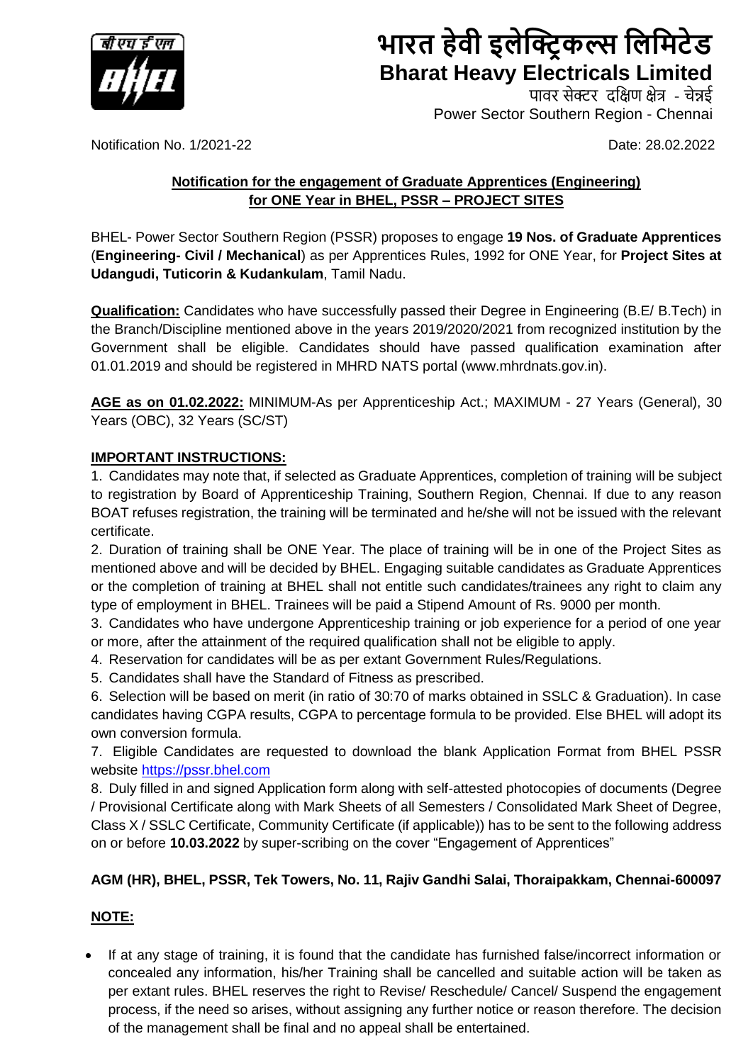# भारत हेवी इलेक्ट्रिकल्स लिमिटेड
# Bharat Heavy Electricals Limited

पावर सेक्टर दक्षिण क्षेत्र - चेन्नई
Power Sector Southern Region - Chennai

Notification No. 1/2021-22

Date: 28.02.2022

**Notification for the engagement of Graduate Apprentices (Engineering) for ONE Year in BHEL, PSSR – PROJECT SITES**

BHEL- Power Sector Southern Region (PSSR) proposes to engage **19 Nos. of Graduate Apprentices** (**Engineering- Civil / Mechanical**) as per Apprentices Rules, 1992 for ONE Year, for **Project Sites at Udangudi, Tuticorin & Kudankulam**, Tamil Nadu.

**Qualification:** Candidates who have successfully passed their Degree in Engineering (B.E/ B.Tech) in the Branch/Discipline mentioned above in the years 2019/2020/2021 from recognized institution by the Government shall be eligible. Candidates should have passed qualification examination after 01.01.2019 and should be registered in MHRD NATS portal (www.mhrdnats.gov.in).

**AGE as on 01.02.2022:** MINIMUM-As per Apprenticeship Act.; MAXIMUM - 27 Years (General), 30 Years (OBC), 32 Years (SC/ST)

**IMPORTANT INSTRUCTIONS:**

1. Candidates may note that, if selected as Graduate Apprentices, completion of training will be subject to registration by Board of Apprenticeship Training, Southern Region, Chennai. If due to any reason BOAT refuses registration, the training will be terminated and he/she will not be issued with the relevant certificate.
2. Duration of training shall be ONE Year. The place of training will be in one of the Project Sites as mentioned above and will be decided by BHEL. Engaging suitable candidates as Graduate Apprentices or the completion of training at BHEL shall not entitle such candidates/trainees any right to claim any type of employment in BHEL. Trainees will be paid a Stipend Amount of Rs. 9000 per month.
3. Candidates who have undergone Apprenticeship training or job experience for a period of one year or more, after the attainment of the required qualification shall not be eligible to apply.
4. Reservation for candidates will be as per extant Government Rules/Regulations.
5. Candidates shall have the Standard of Fitness as prescribed.
6. Selection will be based on merit (in ratio of 30:70 of marks obtained in SSLC & Graduation). In case candidates having CGPA results, CGPA to percentage formula to be provided. Else BHEL will adopt its own conversion formula.
7. Eligible Candidates are requested to download the blank Application Format from BHEL PSSR website https://pssr.bhel.com
8. Duly filled in and signed Application form along with self-attested photocopies of documents (Degree / Provisional Certificate along with Mark Sheets of all Semesters / Consolidated Mark Sheet of Degree, Class X / SSLC Certificate, Community Certificate (if applicable)) has to be sent to the following address on or before **10.03.2022** by super-scribing on the cover "Engagement of Apprentices"

**AGM (HR), BHEL, PSSR, Tek Towers, No. 11, Rajiv Gandhi Salai, Thoraipakkam, Chennai-600097**

**NOTE:**

- If at any stage of training, it is found that the candidate has furnished false/incorrect information or concealed any information, his/her Training shall be cancelled and suitable action will be taken as per extant rules. BHEL reserves the right to Revise/ Reschedule/ Cancel/ Suspend the engagement process, if the need so arises, without assigning any further notice or reason therefore. The decision of the management shall be final and no appeal shall be entertained.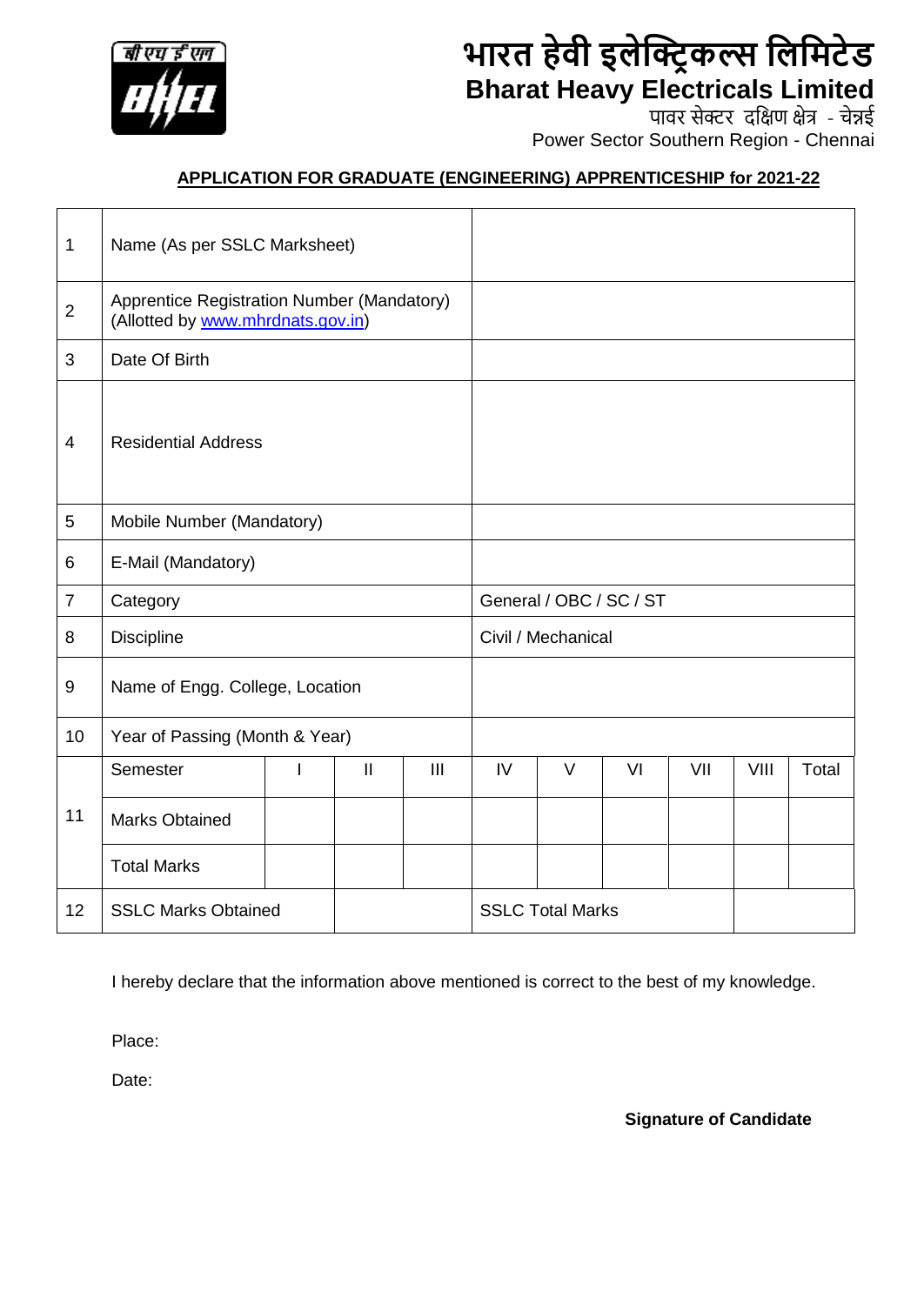# भारत हेवी इलेक्ट्रिकल्स लिमिटेड
# Bharat Heavy Electricals Limited

पावर सेक्टर दक्षिण क्षेत्र - चेन्नई
Power Sector Southern Region - Chennai

**APPLICATION FOR GRADUATE (ENGINEERING) APPRENTICESHIP for 2021-22**

| | | | | | | | | | | |
|---|---|---|---|---|---|---|---|---|---|---|
| 1 | Name (As per SSLC Marksheet) | | | | | | | | | |
| 2 | Apprentice Registration Number (Mandatory) (Allotted by www.mhrdnats.gov.in) | | | | | | | | | |
| 3 | Date Of Birth | | | | | | | | | |
| 4 | Residential Address | | | | | | | | | |
| 5 | Mobile Number (Mandatory) | | | | | | | | | |
| 6 | E-Mail (Mandatory) | | | | | | | | | |
| 7 | Category | | | | General / OBC / SC / ST | | | | | |
| 8 | Discipline | | | | Civil / Mechanical | | | | | |
| 9 | Name of Engg. College, Location | | | | | | | | | |
| 10 | Year of Passing (Month & Year) | | | | | | | | | |
| 11 | Semester | I | II | III | IV | V | VI | VII | VIII | Total |
| | Marks Obtained | | | | | | | | | |
| | Total Marks | | | | | | | | | |
| 12 | SSLC Marks Obtained | | | | SSLC Total Marks | | | | | |

I hereby declare that the information above mentioned is correct to the best of my knowledge.

Place:

Date:

**Signature of Candidate**